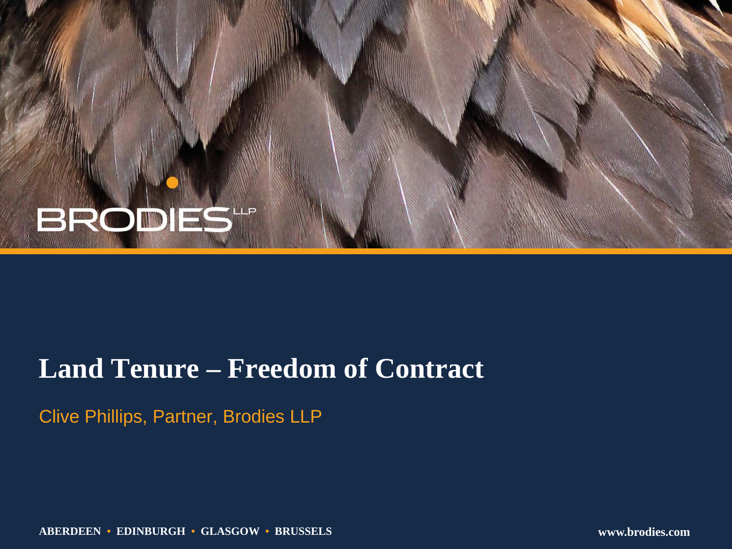BRODIES LLP

# Land Tenure – Freedom of Contract

Clive Phillips, Partner, Brodies LLP

**ABERDEEN • EDINBURGH • GLASGOW • BRUSSELS**

**www.brodies.com**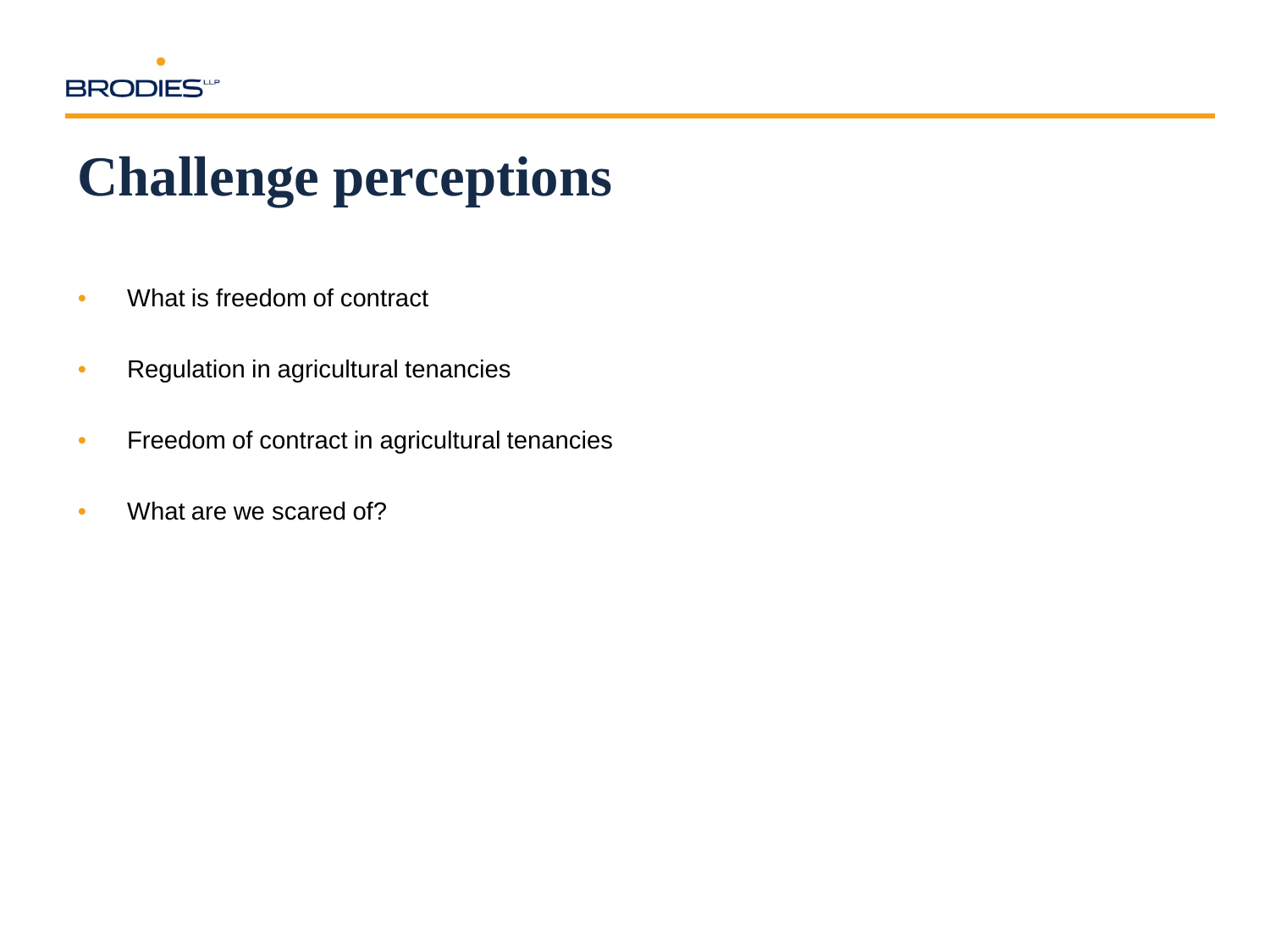# Challenge perceptions

- What is freedom of contract
- Regulation in agricultural tenancies
- Freedom of contract in agricultural tenancies
- What are we scared of?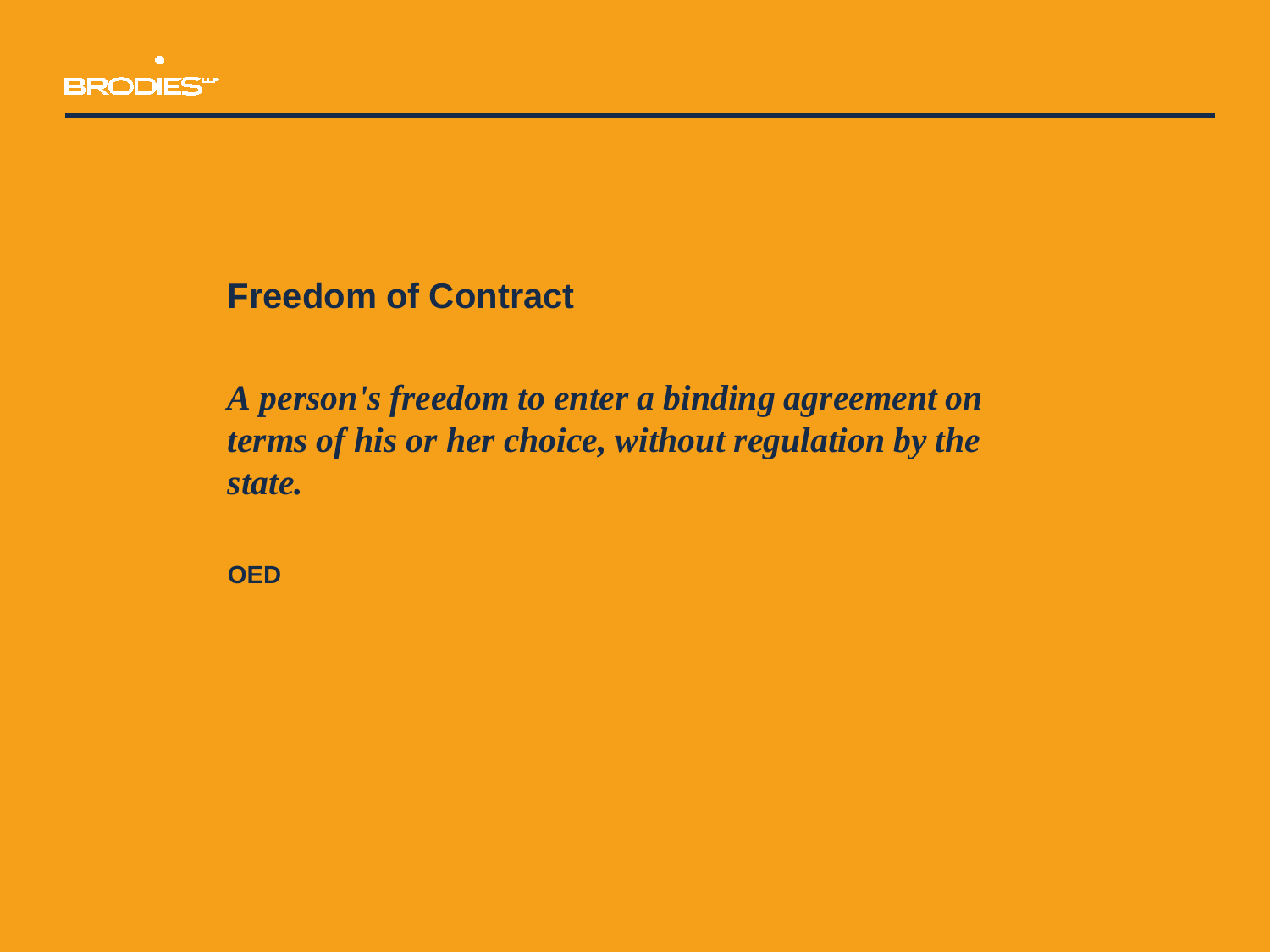## Freedom of Contract

***A person's freedom to enter a binding agreement on terms of his or her choice, without regulation by the state.***

**OED**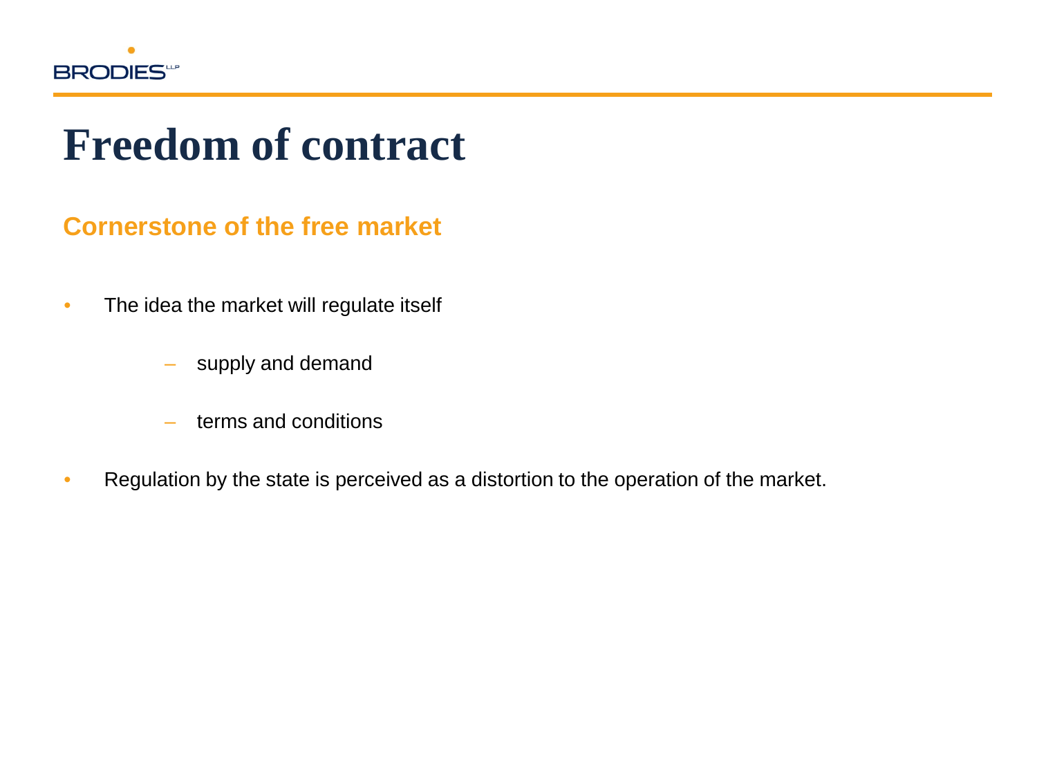# Freedom of contract

## Cornerstone of the free market

- The idea the market will regulate itself
  - supply and demand
  - terms and conditions
- Regulation by the state is perceived as a distortion to the operation of the market.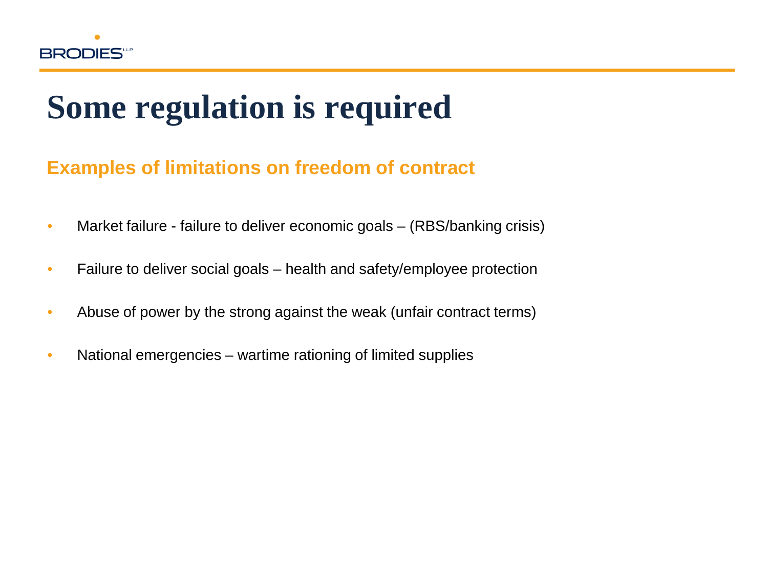# Some regulation is required

## Examples of limitations on freedom of contract

- Market failure - failure to deliver economic goals – (RBS/banking crisis)
- Failure to deliver social goals – health and safety/employee protection
- Abuse of power by the strong against the weak (unfair contract terms)
- National emergencies – wartime rationing of limited supplies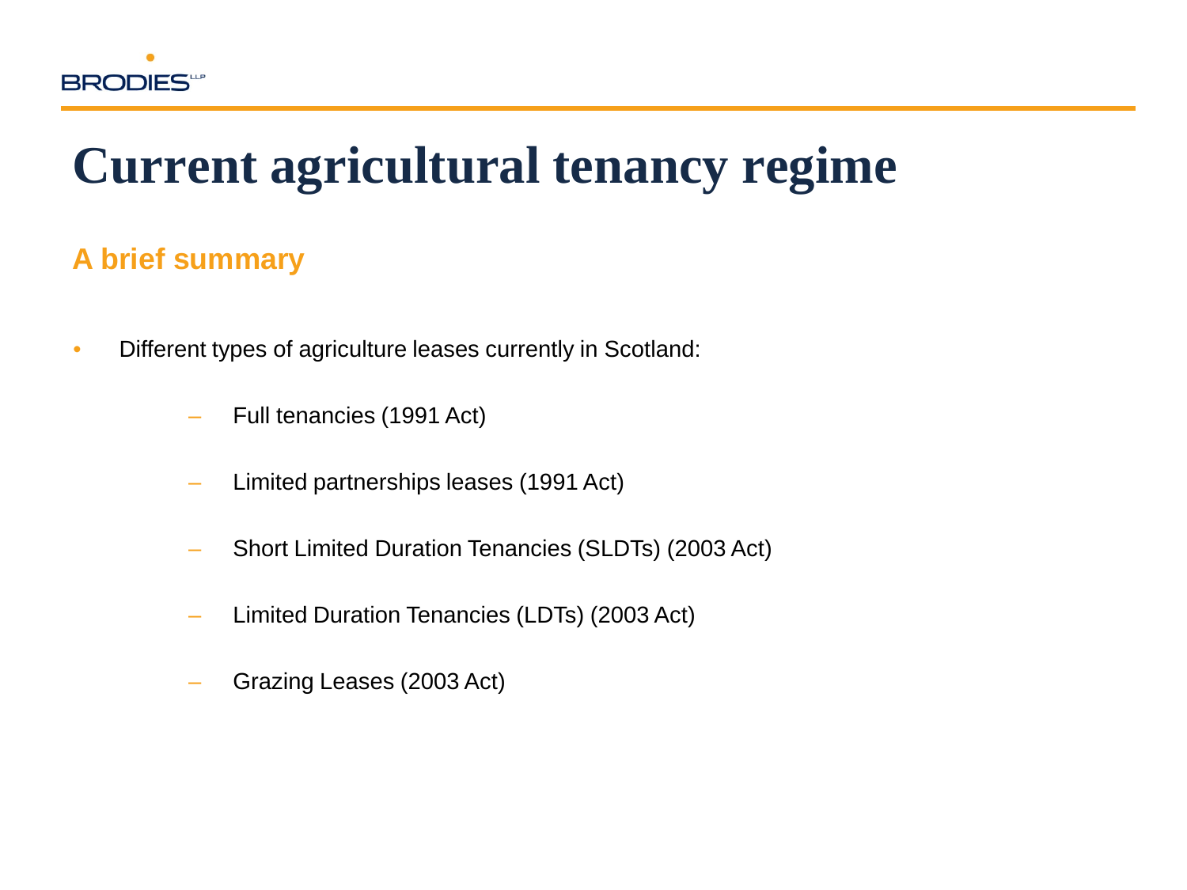# Current agricultural tenancy regime

## A brief summary

- Different types of agriculture leases currently in Scotland:
  - Full tenancies (1991 Act)
  - Limited partnerships leases (1991 Act)
  - Short Limited Duration Tenancies (SLDTs) (2003 Act)
  - Limited Duration Tenancies (LDTs) (2003 Act)
  - Grazing Leases (2003 Act)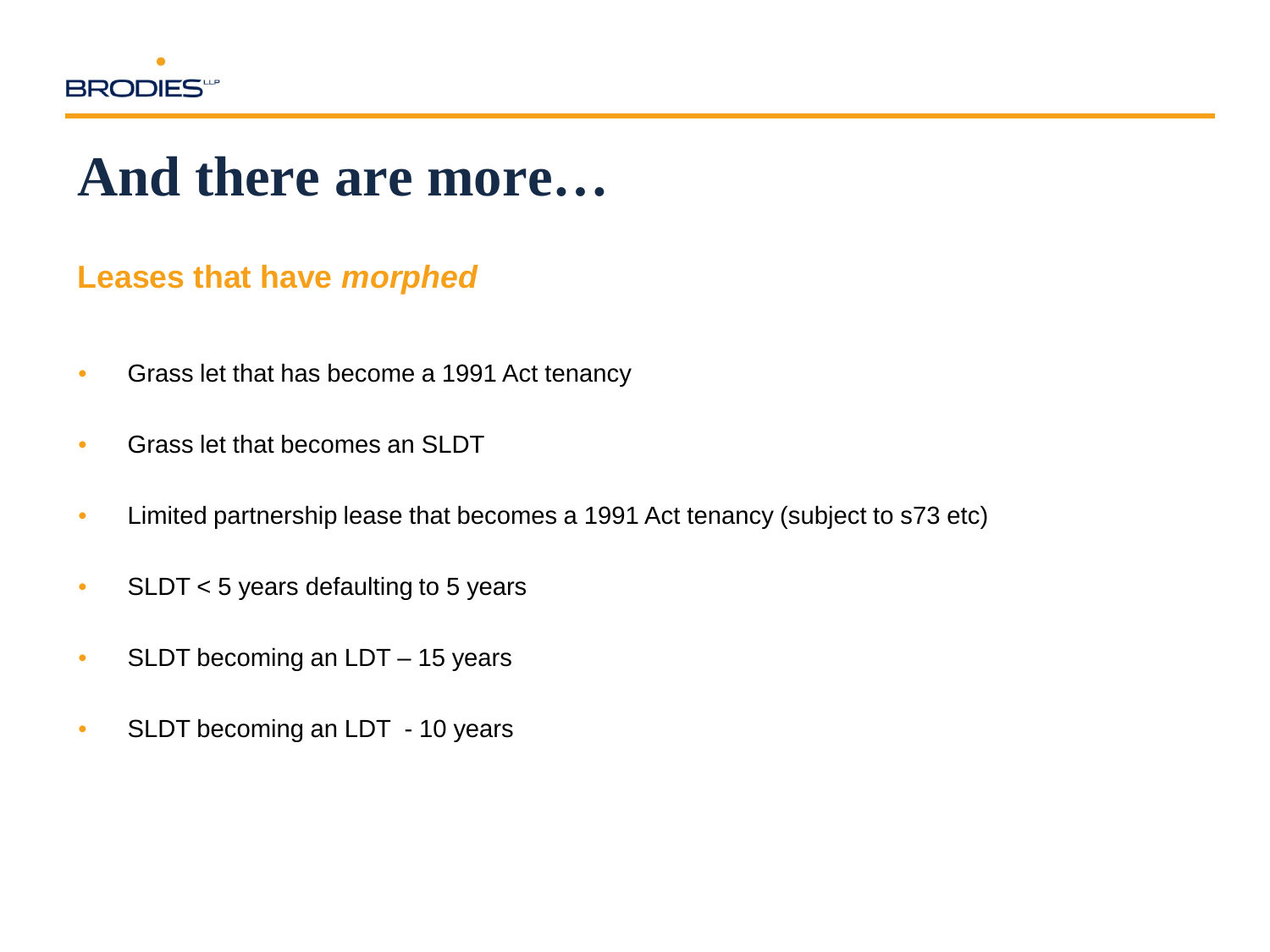# And there are more…

## Leases that have *morphed*

- Grass let that has become a 1991 Act tenancy
- Grass let that becomes an SLDT
- Limited partnership lease that becomes a 1991 Act tenancy (subject to s73 etc)
- SLDT < 5 years defaulting to 5 years
- SLDT becoming an LDT – 15 years
- SLDT becoming an LDT - 10 years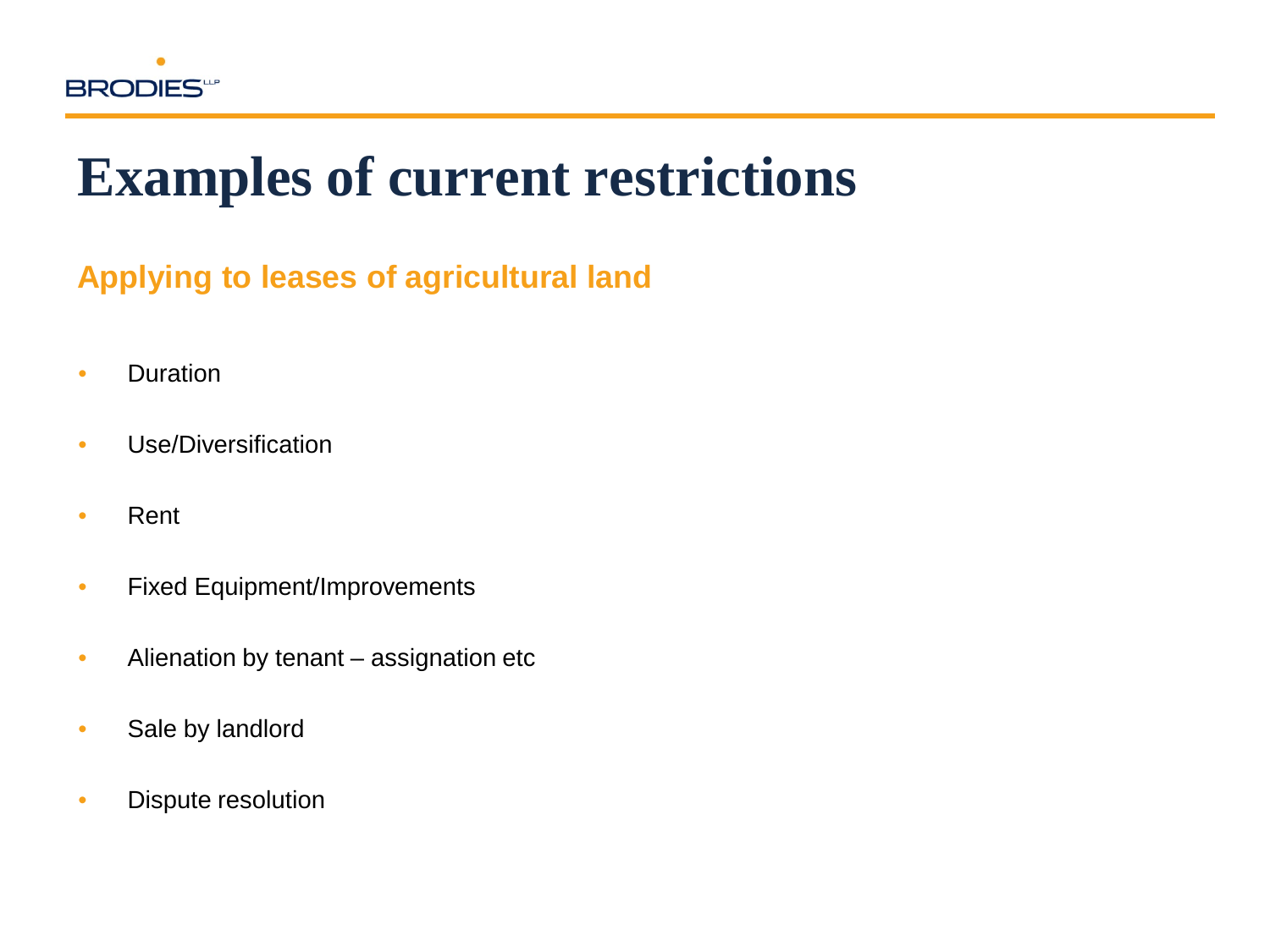# Examples of current restrictions

## Applying to leases of agricultural land

- Duration
- Use/Diversification
- Rent
- Fixed Equipment/Improvements
- Alienation by tenant – assignation etc
- Sale by landlord
- Dispute resolution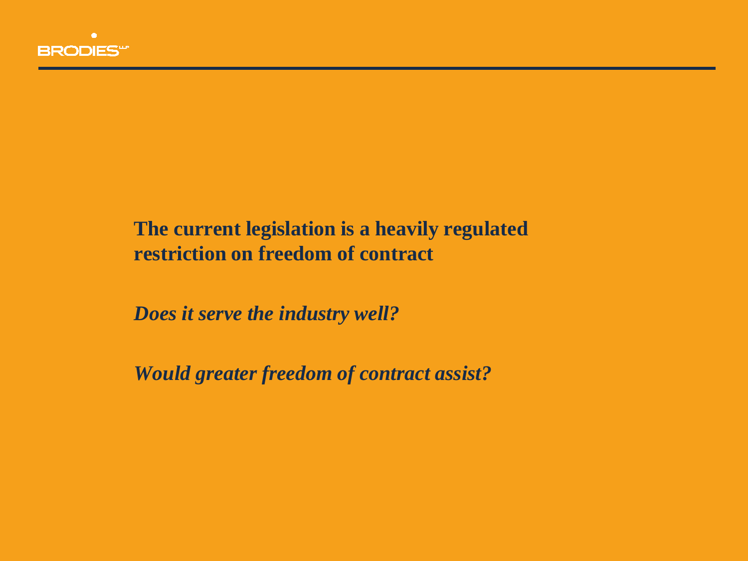**The current legislation is a heavily regulated restriction on freedom of contract**

***Does it serve the industry well?***

***Would greater freedom of contract assist?***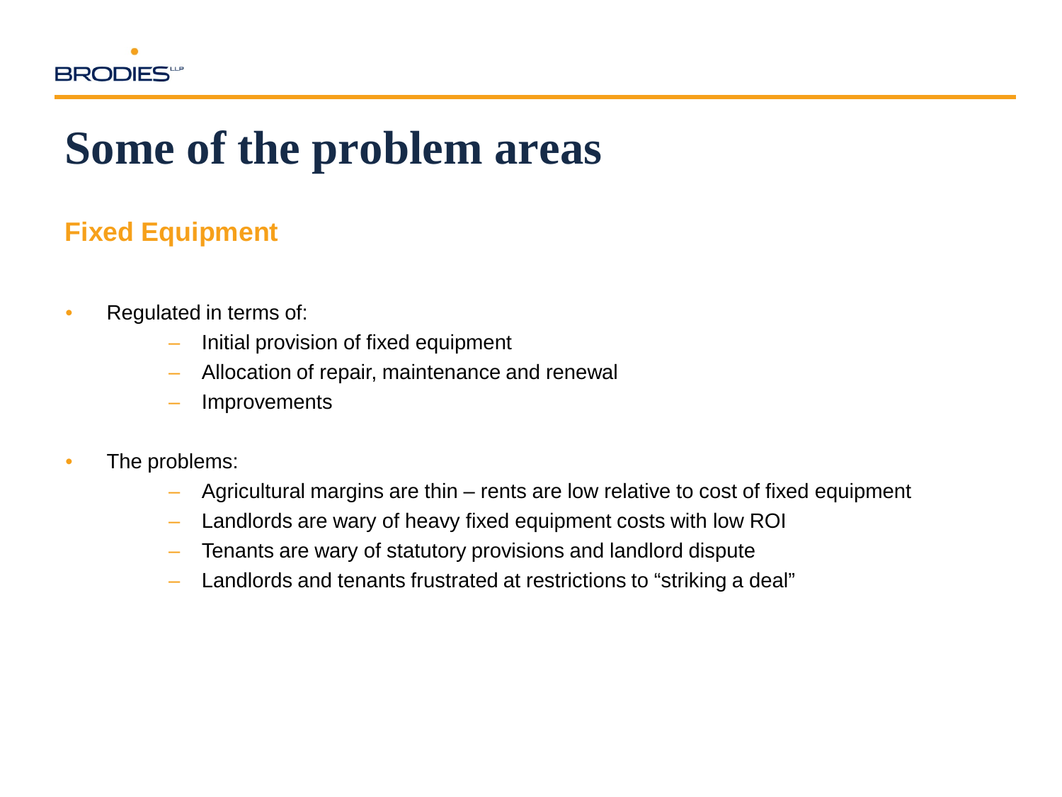# Some of the problem areas

## Fixed Equipment

- Regulated in terms of:
  - Initial provision of fixed equipment
  - Allocation of repair, maintenance and renewal
  - Improvements

- The problems:
  - Agricultural margins are thin – rents are low relative to cost of fixed equipment
  - Landlords are wary of heavy fixed equipment costs with low ROI
  - Tenants are wary of statutory provisions and landlord dispute
  - Landlords and tenants frustrated at restrictions to “striking a deal”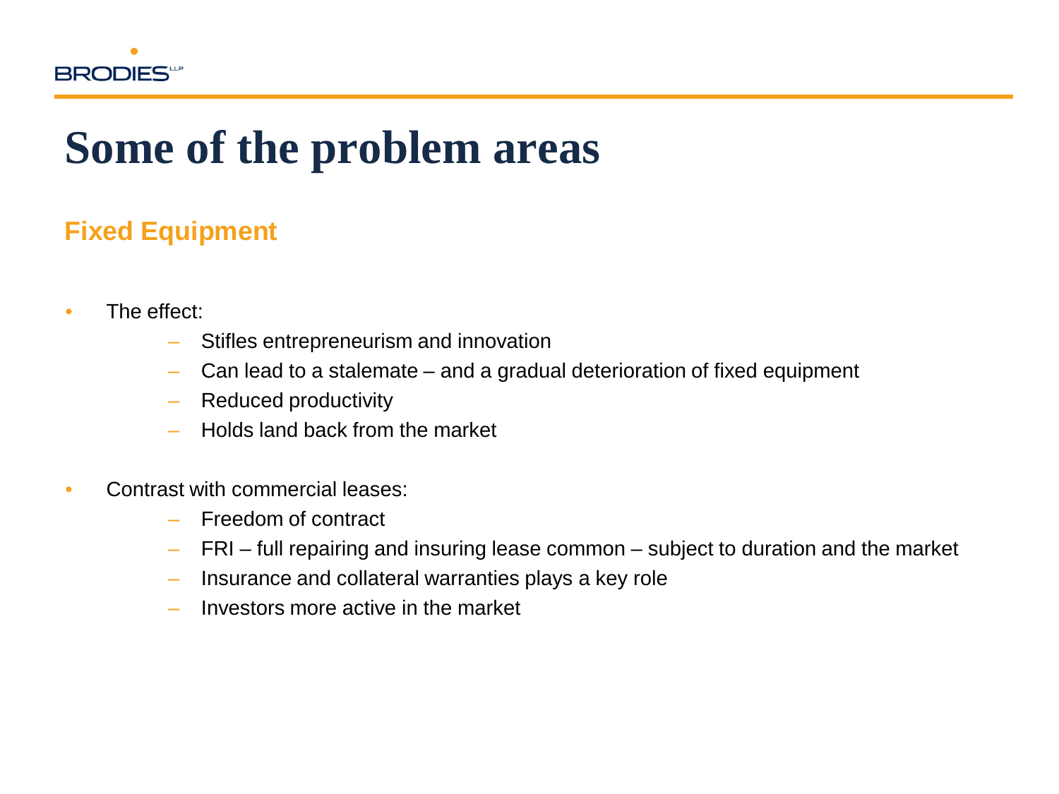# Some of the problem areas

## Fixed Equipment

- The effect:
  - Stifles entrepreneurism and innovation
  - Can lead to a stalemate – and a gradual deterioration of fixed equipment
  - Reduced productivity
  - Holds land back from the market

- Contrast with commercial leases:
  - Freedom of contract
  - FRI – full repairing and insuring lease common – subject to duration and the market
  - Insurance and collateral warranties plays a key role
  - Investors more active in the market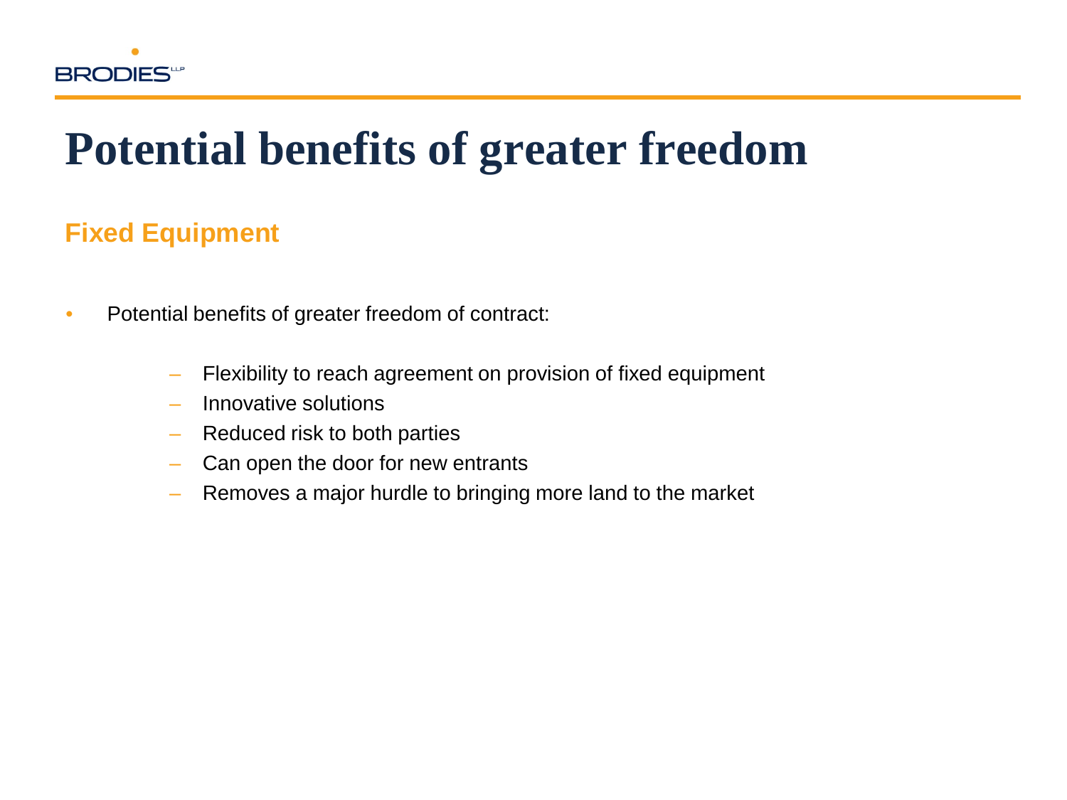# Potential benefits of greater freedom

## Fixed Equipment

- Potential benefits of greater freedom of contract:
  - Flexibility to reach agreement on provision of fixed equipment
  - Innovative solutions
  - Reduced risk to both parties
  - Can open the door for new entrants
  - Removes a major hurdle to bringing more land to the market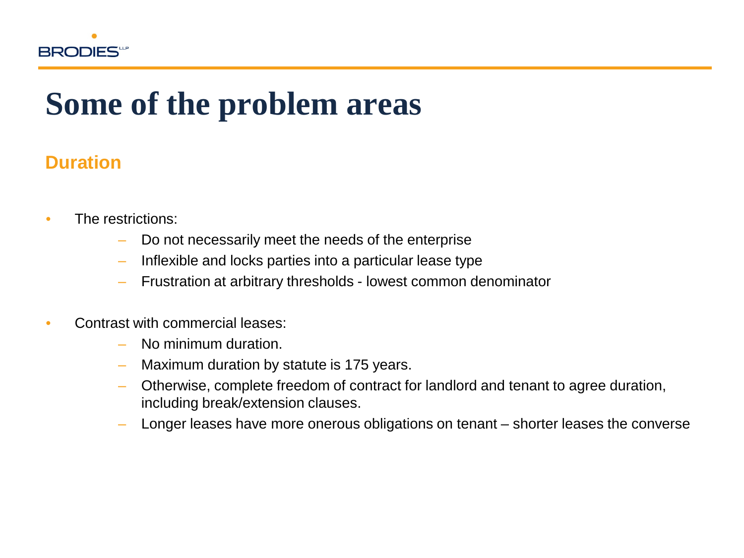# Some of the problem areas

## Duration

- The restrictions:
  - Do not necessarily meet the needs of the enterprise
  - Inflexible and locks parties into a particular lease type
  - Frustration at arbitrary thresholds - lowest common denominator

- Contrast with commercial leases:
  - No minimum duration.
  - Maximum duration by statute is 175 years.
  - Otherwise, complete freedom of contract for landlord and tenant to agree duration, including break/extension clauses.
  - Longer leases have more onerous obligations on tenant – shorter leases the converse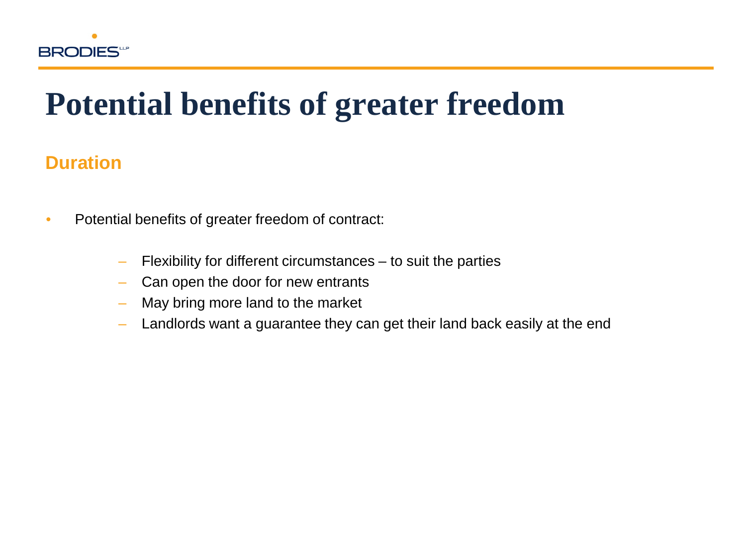# Potential benefits of greater freedom

## Duration

- Potential benefits of greater freedom of contract:
  - Flexibility for different circumstances – to suit the parties
  - Can open the door for new entrants
  - May bring more land to the market
  - Landlords want a guarantee they can get their land back easily at the end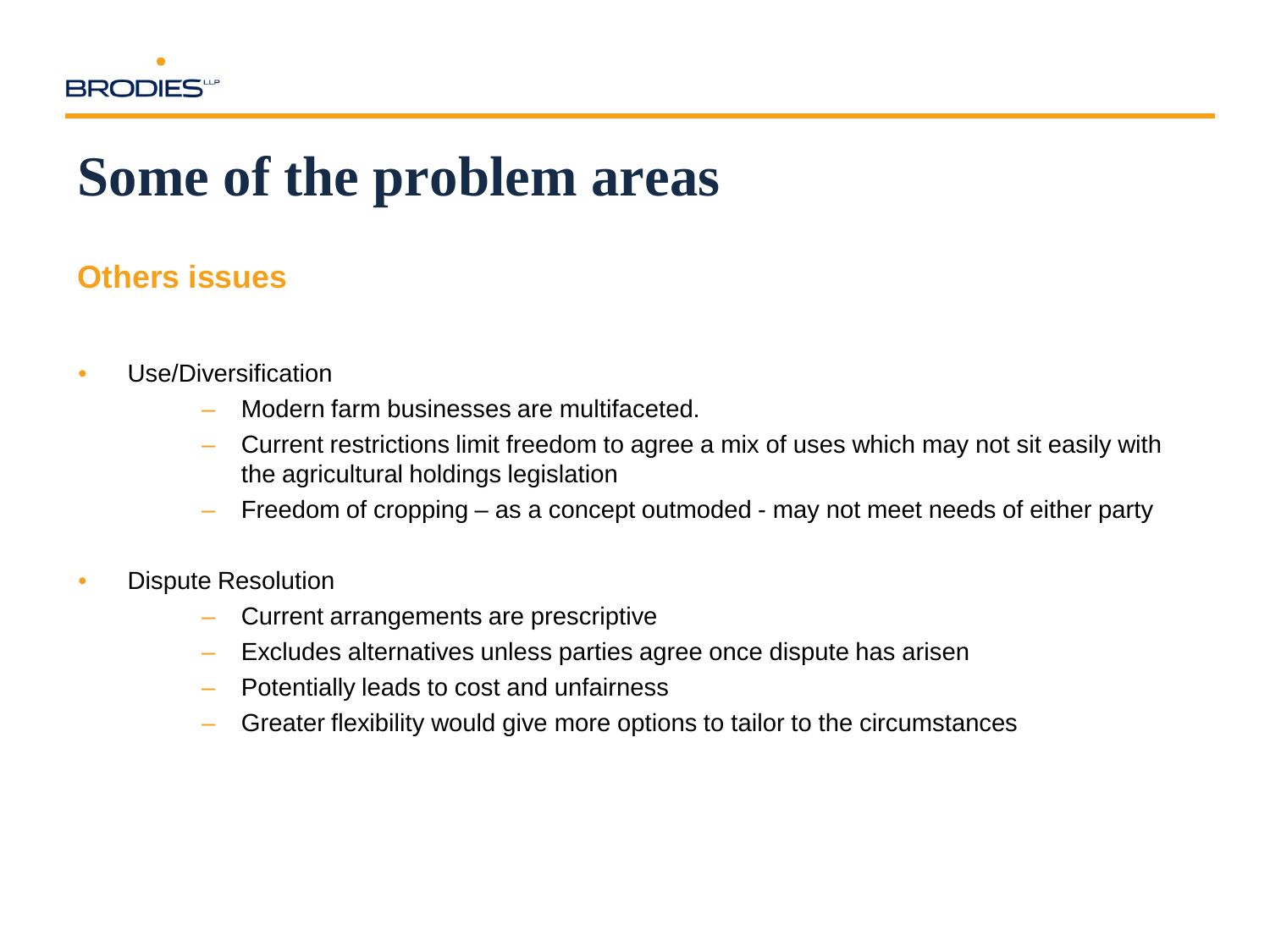# Some of the problem areas

## Others issues

- Use/Diversification
  - Modern farm businesses are multifaceted.
  - Current restrictions limit freedom to agree a mix of uses which may not sit easily with the agricultural holdings legislation
  - Freedom of cropping – as a concept outmoded - may not meet needs of either party
- Dispute Resolution
  - Current arrangements are prescriptive
  - Excludes alternatives unless parties agree once dispute has arisen
  - Potentially leads to cost and unfairness
  - Greater flexibility would give more options to tailor to the circumstances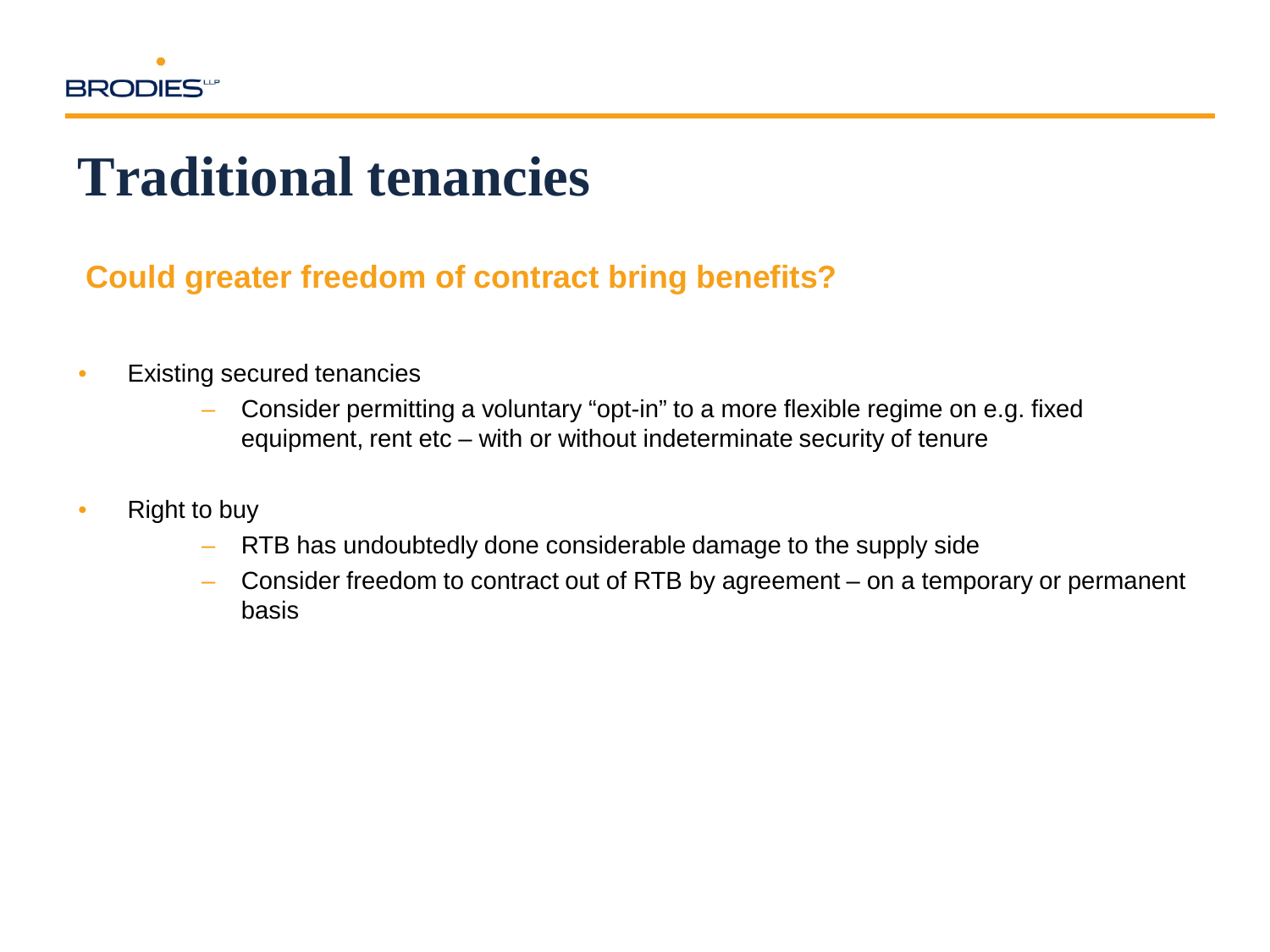# Traditional tenancies

## Could greater freedom of contract bring benefits?

- Existing secured tenancies
  - Consider permitting a voluntary "opt-in" to a more flexible regime on e.g. fixed equipment, rent etc – with or without indeterminate security of tenure
- Right to buy
  - RTB has undoubtedly done considerable damage to the supply side
  - Consider freedom to contract out of RTB by agreement – on a temporary or permanent basis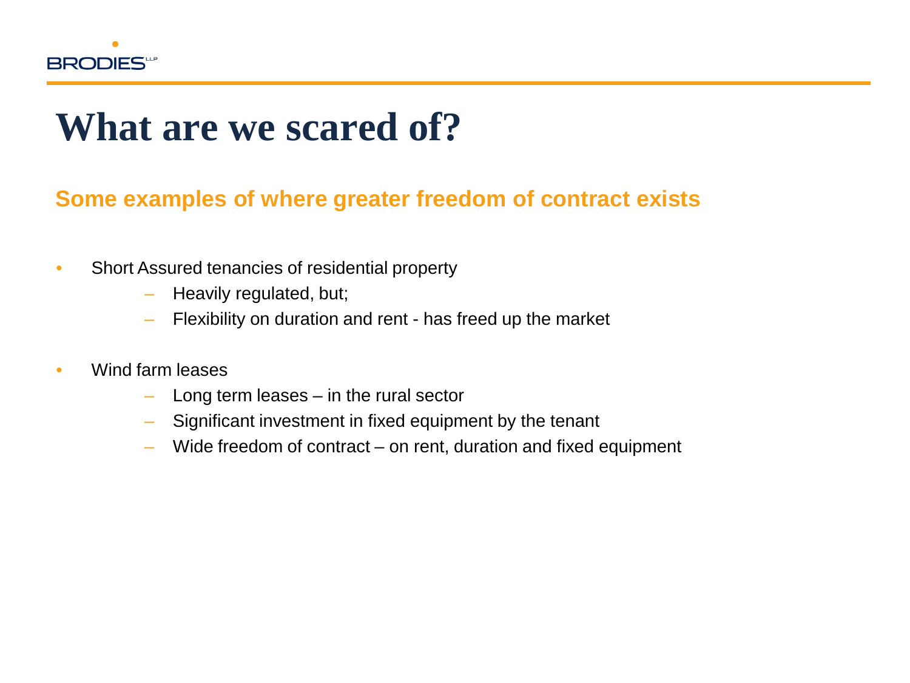# What are we scared of?

## Some examples of where greater freedom of contract exists

- Short Assured tenancies of residential property
  - Heavily regulated, but;
  - Flexibility on duration and rent - has freed up the market
- Wind farm leases
  - Long term leases – in the rural sector
  - Significant investment in fixed equipment by the tenant
  - Wide freedom of contract – on rent, duration and fixed equipment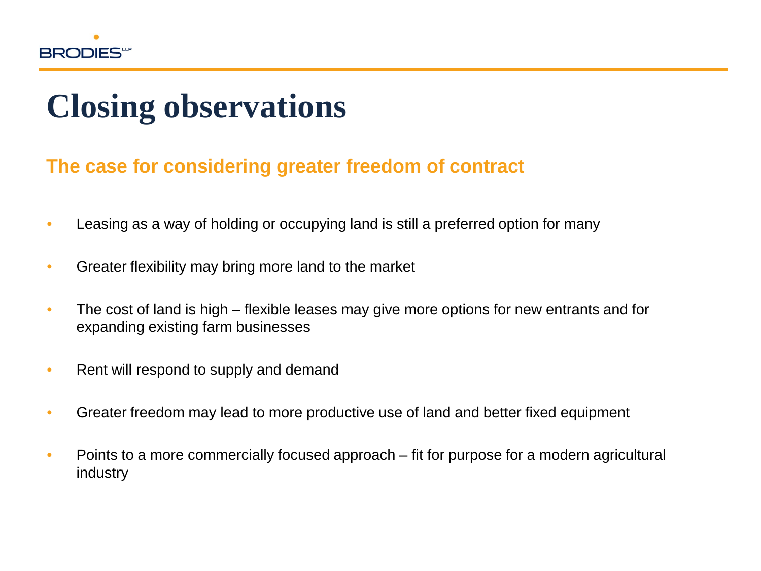# Closing observations

## The case for considering greater freedom of contract

- Leasing as a way of holding or occupying land is still a preferred option for many
- Greater flexibility may bring more land to the market
- The cost of land is high – flexible leases may give more options for new entrants and for expanding existing farm businesses
- Rent will respond to supply and demand
- Greater freedom may lead to more productive use of land and better fixed equipment
- Points to a more commercially focused approach – fit for purpose for a modern agricultural industry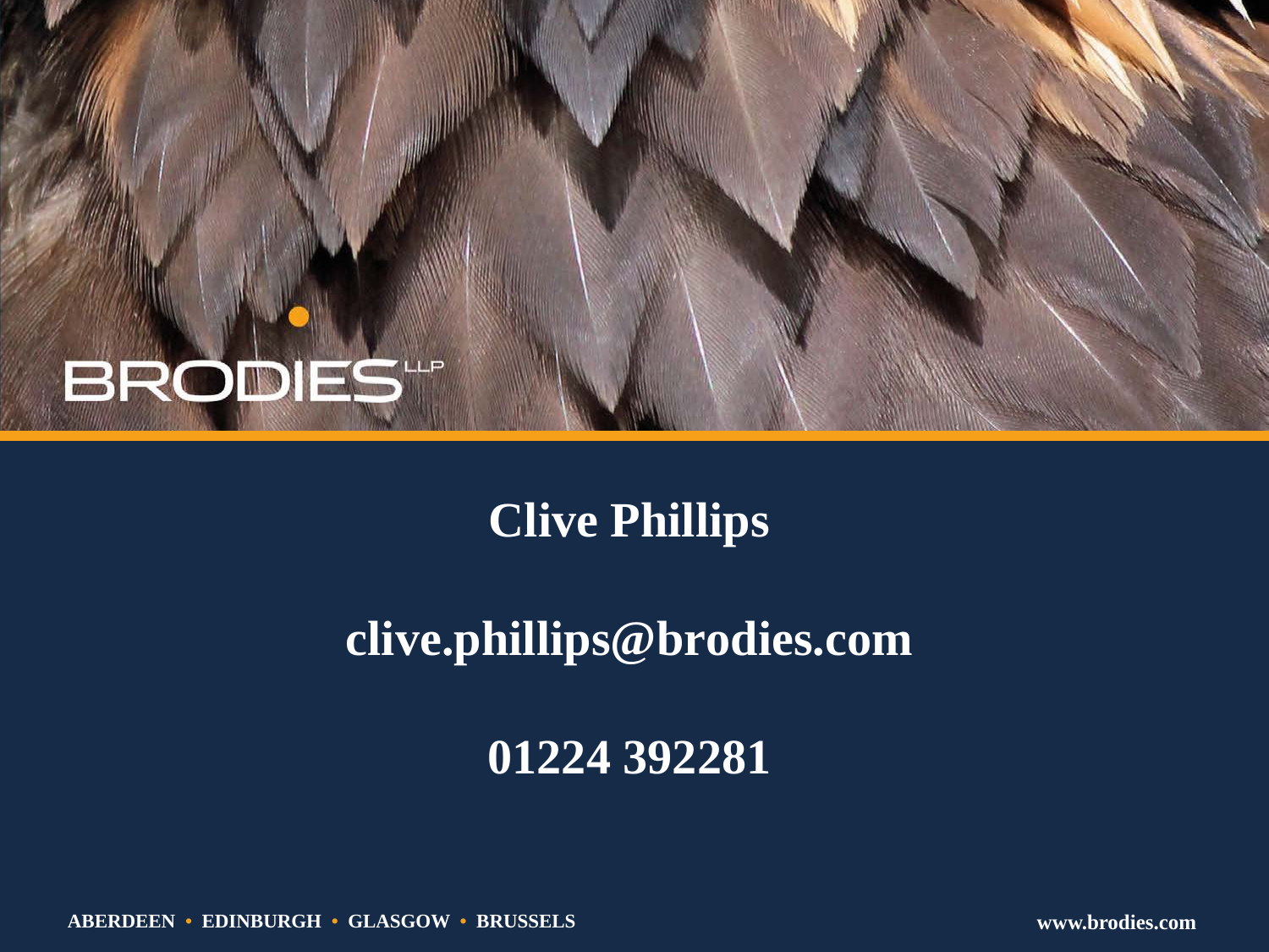BRODIES LLP

**Clive Phillips**

**clive.phillips@brodies.com**

**01224 392281**

**ABERDEEN • EDINBURGH • GLASGOW • BRUSSELS**

**www.brodies.com**